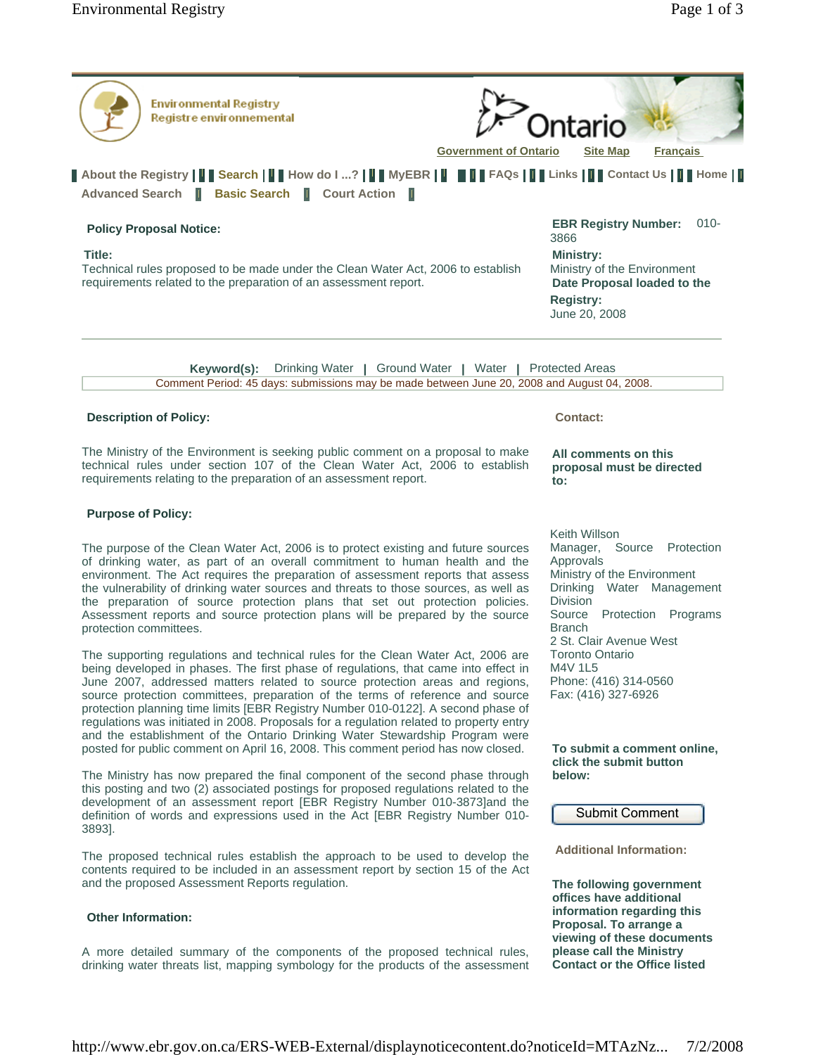Environmental Registry
Registre environnemental

Government of Ontario | Site Map | Français

About the Registry | Search | How do I ...? | MyEBR | FAQs | Links | Contact Us | Home |
Advanced Search | Basic Search | Court Action |

**Policy Proposal Notice:**

**Title:**
Technical rules proposed to be made under the Clean Water Act, 2006 to establish requirements related to the preparation of an assessment report.

**EBR Registry Number:** 010-3866
**Ministry:**
Ministry of the Environment
**Date Proposal loaded to the Registry:**
June 20, 2008

**Keyword(s):** Drinking Water | Ground Water | Water | Protected Areas

Comment Period: 45 days: submissions may be made between June 20, 2008 and August 04, 2008.

**Description of Policy:**

The Ministry of the Environment is seeking public comment on a proposal to make technical rules under section 107 of the Clean Water Act, 2006 to establish requirements relating to the preparation of an assessment report.

**Purpose of Policy:**

The purpose of the Clean Water Act, 2006 is to protect existing and future sources of drinking water, as part of an overall commitment to human health and the environment. The Act requires the preparation of assessment reports that assess the vulnerability of drinking water sources and threats to those sources, as well as the preparation of source protection plans that set out protection policies. Assessment reports and source protection plans will be prepared by the source protection committees.

The supporting regulations and technical rules for the Clean Water Act, 2006 are being developed in phases. The first phase of regulations, that came into effect in June 2007, addressed matters related to source protection areas and regions, source protection committees, preparation of the terms of reference and source protection planning time limits [EBR Registry Number 010-0122]. A second phase of regulations was initiated in 2008. Proposals for a regulation related to property entry and the establishment of the Ontario Drinking Water Stewardship Program were posted for public comment on April 16, 2008. This comment period has now closed.

The Ministry has now prepared the final component of the second phase through this posting and two (2) associated postings for proposed regulations related to the development of an assessment report [EBR Registry Number 010-3873]and the definition of words and expressions used in the Act [EBR Registry Number 010-3893].

The proposed technical rules establish the approach to be used to develop the contents required to be included in an assessment report by section 15 of the Act and the proposed Assessment Reports regulation.

**Other Information:**

A more detailed summary of the components of the proposed technical rules, drinking water threats list, mapping symbology for the products of the assessment

**Contact:**

**All comments on this proposal must be directed to:**

Keith Willson
Manager, Source Protection Approvals
Ministry of the Environment
Drinking Water Management Division
Source Protection Programs Branch
2 St. Clair Avenue West
Toronto Ontario
M4V 1L5
Phone: (416) 314-0560
Fax: (416) 327-6926

**To submit a comment online, click the submit button below:**

Submit Comment

**Additional Information:**

**The following government offices have additional information regarding this Proposal. To arrange a viewing of these documents please call the Ministry Contact or the Office listed**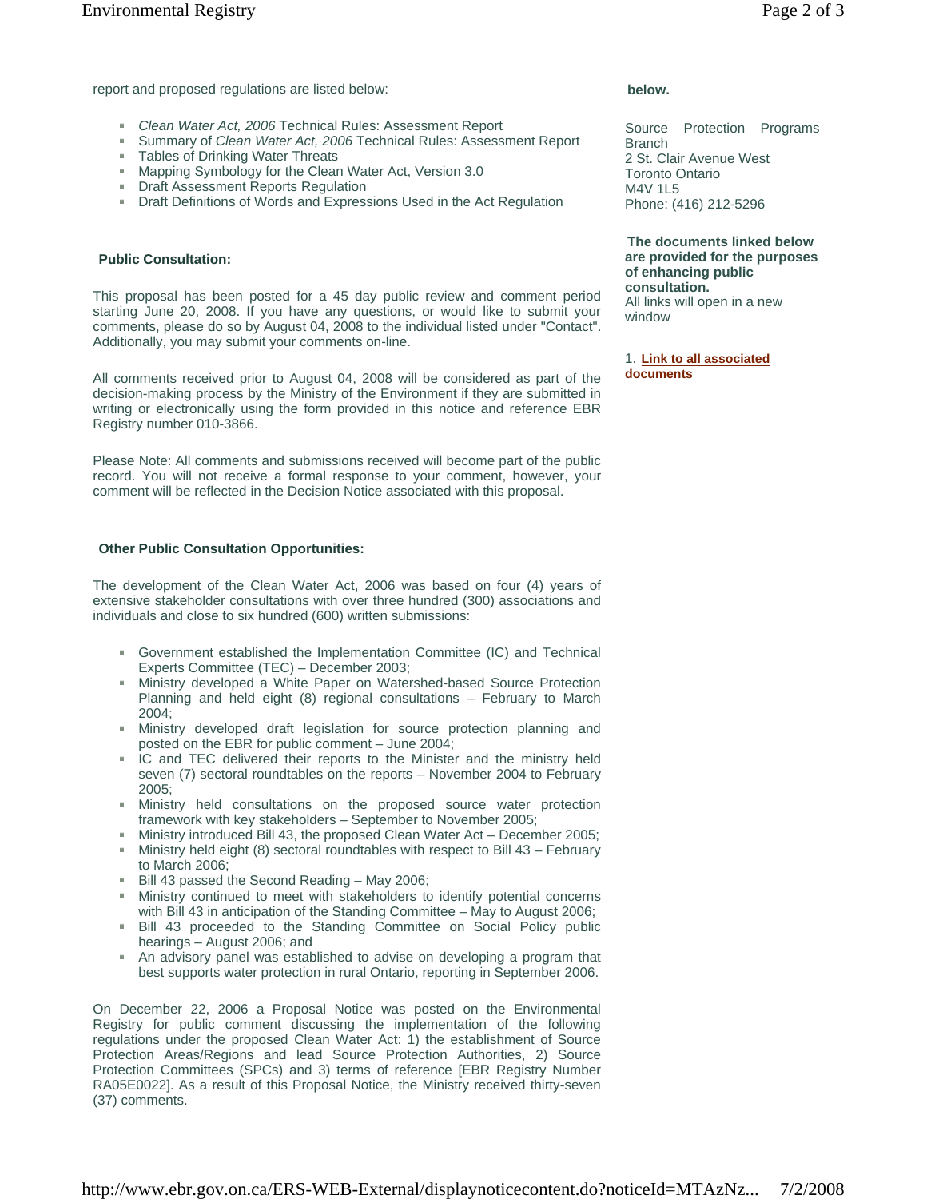report and proposed regulations are listed below:

- *Clean Water Act, 2006* Technical Rules: Assessment Report
- Summary of *Clean Water Act, 2006* Technical Rules: Assessment Report
- Tables of Drinking Water Threats
- Mapping Symbology for the Clean Water Act, Version 3.0
- Draft Assessment Reports Regulation
- Draft Definitions of Words and Expressions Used in the Act Regulation

**Public Consultation:**

This proposal has been posted for a 45 day public review and comment period starting June 20, 2008. If you have any questions, or would like to submit your comments, please do so by August 04, 2008 to the individual listed under "Contact". Additionally, you may submit your comments on-line.

All comments received prior to August 04, 2008 will be considered as part of the decision-making process by the Ministry of the Environment if they are submitted in writing or electronically using the form provided in this notice and reference EBR Registry number 010-3866.

Please Note: All comments and submissions received will become part of the public record. You will not receive a formal response to your comment, however, your comment will be reflected in the Decision Notice associated with this proposal.

**Other Public Consultation Opportunities:**

The development of the Clean Water Act, 2006 was based on four (4) years of extensive stakeholder consultations with over three hundred (300) associations and individuals and close to six hundred (600) written submissions:

- Government established the Implementation Committee (IC) and Technical Experts Committee (TEC) – December 2003;
- Ministry developed a White Paper on Watershed-based Source Protection Planning and held eight (8) regional consultations – February to March 2004;
- Ministry developed draft legislation for source protection planning and posted on the EBR for public comment – June 2004;
- IC and TEC delivered their reports to the Minister and the ministry held seven (7) sectoral roundtables on the reports – November 2004 to February 2005;
- Ministry held consultations on the proposed source water protection framework with key stakeholders – September to November 2005;
- Ministry introduced Bill 43, the proposed Clean Water Act – December 2005;
- Ministry held eight (8) sectoral roundtables with respect to Bill 43 – February to March 2006;
- Bill 43 passed the Second Reading – May 2006;
- Ministry continued to meet with stakeholders to identify potential concerns with Bill 43 in anticipation of the Standing Committee – May to August 2006;
- Bill 43 proceeded to the Standing Committee on Social Policy public hearings – August 2006; and
- An advisory panel was established to advise on developing a program that best supports water protection in rural Ontario, reporting in September 2006.

On December 22, 2006 a Proposal Notice was posted on the Environmental Registry for public comment discussing the implementation of the following regulations under the proposed Clean Water Act: 1) the establishment of Source Protection Areas/Regions and lead Source Protection Authorities, 2) Source Protection Committees (SPCs) and 3) terms of reference [EBR Registry Number RA05E0022]. As a result of this Proposal Notice, the Ministry received thirty-seven (37) comments.

**below.**

Source Protection Programs Branch
2 St. Clair Avenue West
Toronto Ontario
M4V 1L5
Phone: (416) 212-5296

**The documents linked below are provided for the purposes of enhancing public consultation.**
All links will open in a new window

1. **Link to all associated documents**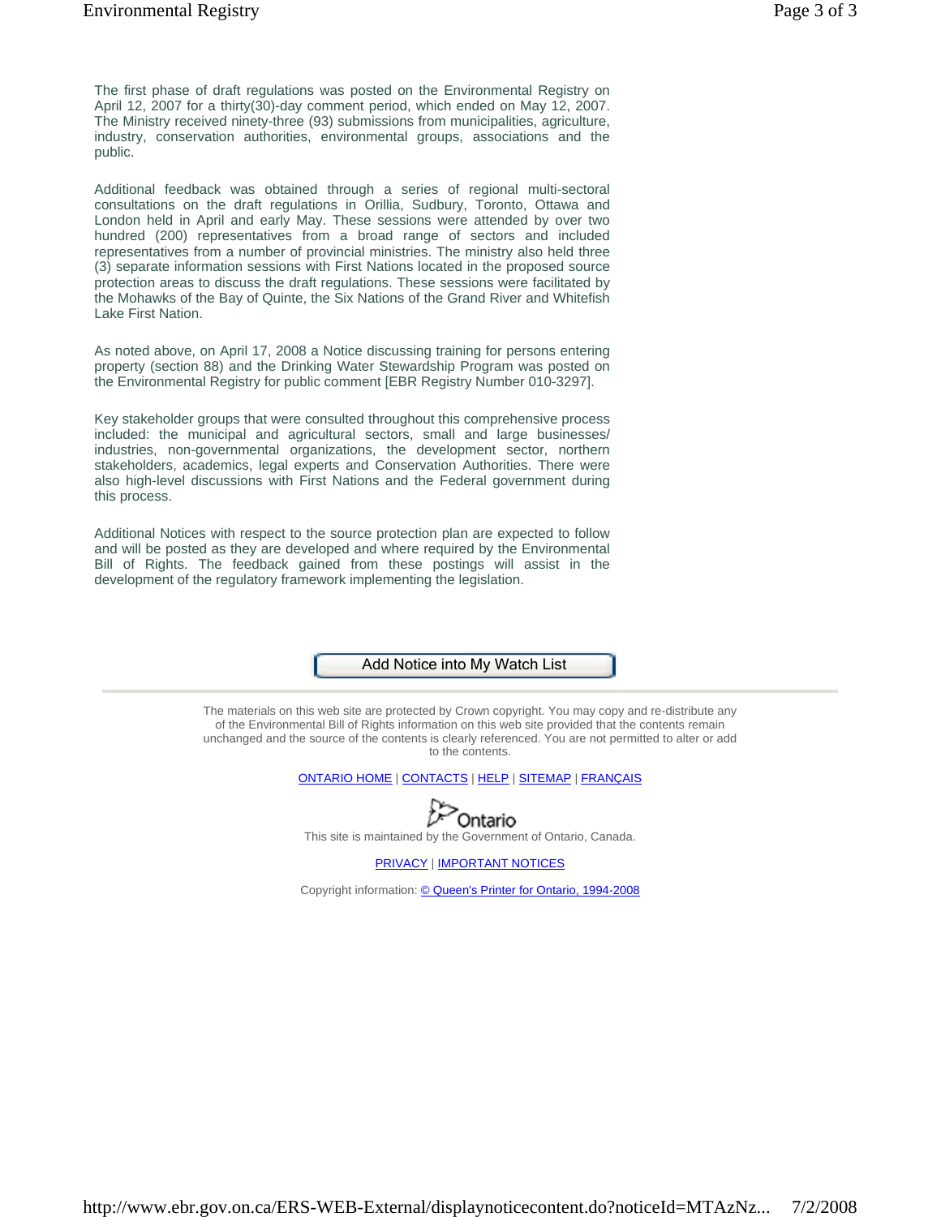The first phase of draft regulations was posted on the Environmental Registry on April 12, 2007 for a thirty(30)-day comment period, which ended on May 12, 2007. The Ministry received ninety-three (93) submissions from municipalities, agriculture, industry, conservation authorities, environmental groups, associations and the public.

Additional feedback was obtained through a series of regional multi-sectoral consultations on the draft regulations in Orillia, Sudbury, Toronto, Ottawa and London held in April and early May. These sessions were attended by over two hundred (200) representatives from a broad range of sectors and included representatives from a number of provincial ministries. The ministry also held three (3) separate information sessions with First Nations located in the proposed source protection areas to discuss the draft regulations. These sessions were facilitated by the Mohawks of the Bay of Quinte, the Six Nations of the Grand River and Whitefish Lake First Nation.

As noted above, on April 17, 2008 a Notice discussing training for persons entering property (section 88) and the Drinking Water Stewardship Program was posted on the Environmental Registry for public comment [EBR Registry Number 010-3297].

Key stakeholder groups that were consulted throughout this comprehensive process included: the municipal and agricultural sectors, small and large businesses/ industries, non-governmental organizations, the development sector, northern stakeholders, academics, legal experts and Conservation Authorities. There were also high-level discussions with First Nations and the Federal government during this process.

Additional Notices with respect to the source protection plan are expected to follow and will be posted as they are developed and where required by the Environmental Bill of Rights. The feedback gained from these postings will assist in the development of the regulatory framework implementing the legislation.

Add Notice into My Watch List

The materials on this web site are protected by Crown copyright. You may copy and re-distribute any of the Environmental Bill of Rights information on this web site provided that the contents remain unchanged and the source of the contents is clearly referenced. You are not permitted to alter or add to the contents.

ONTARIO HOME | CONTACTS | HELP | SITEMAP | FRANÇAIS

Ontario

This site is maintained by the Government of Ontario, Canada.

PRIVACY | IMPORTANT NOTICES

Copyright information: © Queen's Printer for Ontario, 1994-2008